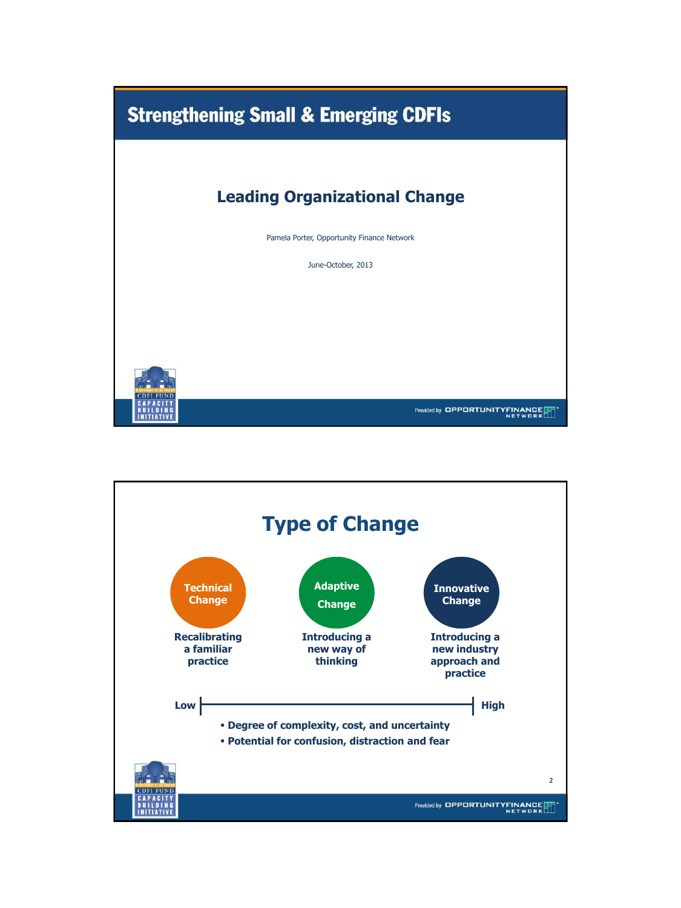# Strengthening Small & Emerging CDFIs

## Leading Organizational Change

Pamela Porter, Opportunity Finance Network

June-October, 2013

CDFI FUND CAPACITY BUILDING INITIATIVE

Provided by OPPORTUNITYFINANCE NETWORK

---

## Type of Change

**Technical Change**

**Recalibrating a familiar practice**

**Adaptive Change**

**Introducing a new way of thinking**

**Innovative Change**

**Introducing a new industry approach and practice**

**Low** ——————————————— **High**

- **Degree of complexity, cost, and uncertainty**
- **Potential for confusion, distraction and fear**

CDFI FUND CAPACITY BUILDING INITIATIVE

Provided by OPPORTUNITYFINANCE NETWORK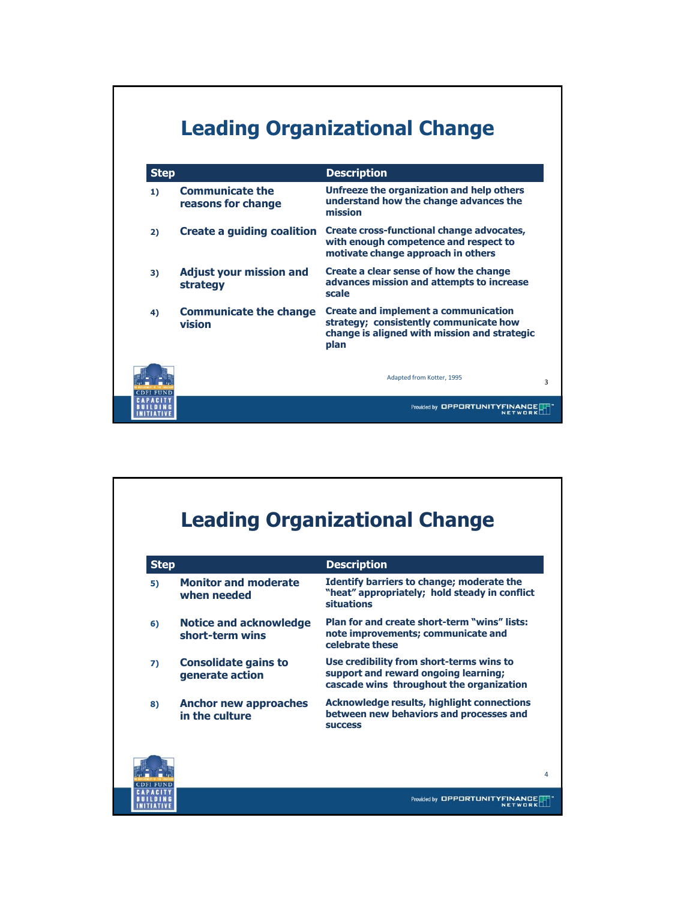# Leading Organizational Change

| Step | | Description |
|---|---|---|
| 1) | Communicate the reasons for change | Unfreeze the organization and help others understand how the change advances the mission |
| 2) | Create a guiding coalition | Create cross-functional change advocates, with enough competence and respect to motivate change approach in others |
| 3) | Adjust your mission and strategy | Create a clear sense of how the change advances mission and attempts to increase scale |
| 4) | Communicate the change vision | Create and implement a communication strategy; consistently communicate how change is aligned with mission and strategic plan |

Adapted from Kotter, 1995

# Leading Organizational Change

| Step | | Description |
|---|---|---|
| 5) | Monitor and moderate when needed | Identify barriers to change; moderate the "heat" appropriately; hold steady in conflict situations |
| 6) | Notice and acknowledge short-term wins | Plan for and create short-term "wins" lists: note improvements; communicate and celebrate these |
| 7) | Consolidate gains to generate action | Use credibility from short-terms wins to support and reward ongoing learning; cascade wins throughout the organization |
| 8) | Anchor new approaches in the culture | Acknowledge results, highlight connections between new behaviors and processes and success |